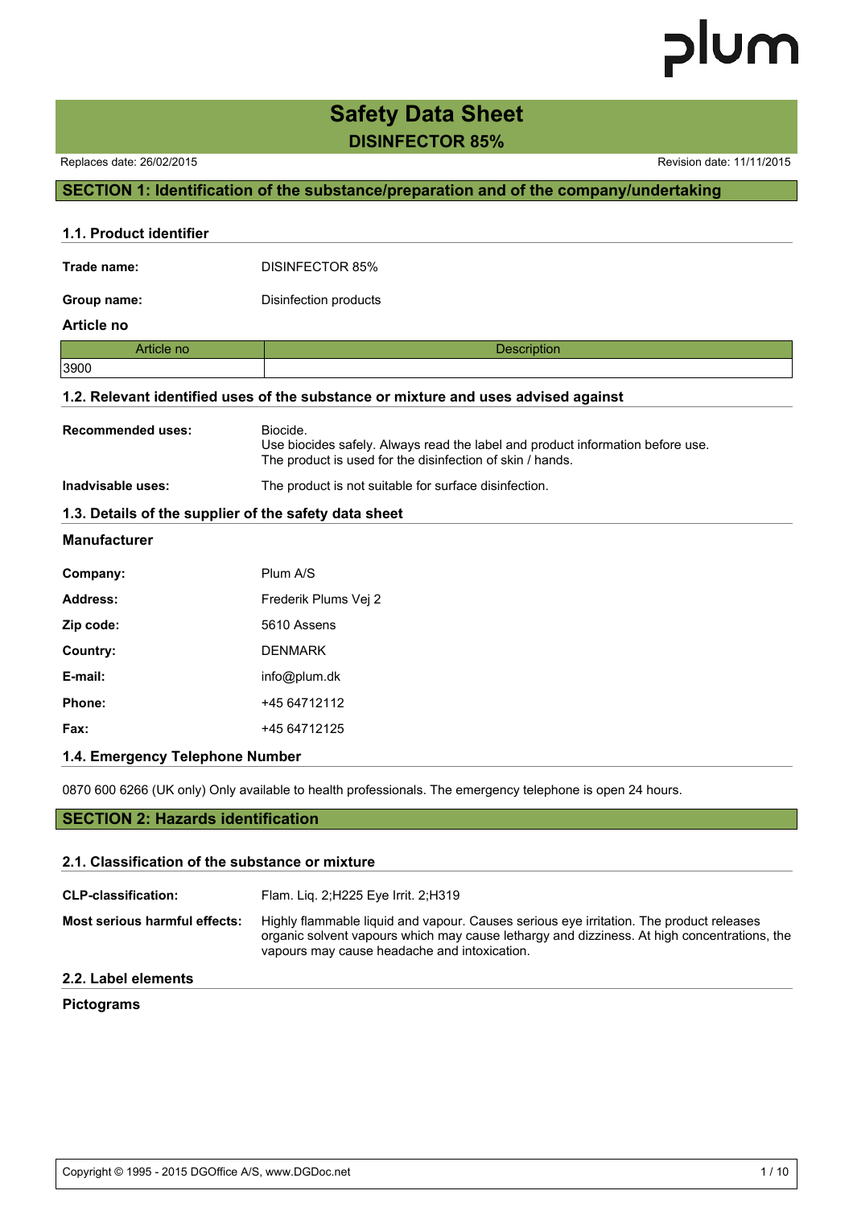# Safety Data Sheet

## DISINFECTOR 85%

Replaces date: 26/02/2015 Revision date: 11/11/2015

## SECTION 1: Identification of the substance/preparation and of the company/undertaking

### 1.1. Product identifier

**Trade name:** DISINFECTOR 85%

**Group name:** Disinfection products

**Article no**

| Article no | Description |
|---|---|
| 3900 | |

### 1.2. Relevant identified uses of the substance or mixture and uses advised against

**Recommended uses:** Biocide.
Use biocides safely. Always read the label and product information before use.
The product is used for the disinfection of skin / hands.

**Inadvisable uses:** The product is not suitable for surface disinfection.

### 1.3. Details of the supplier of the safety data sheet

**Manufacturer**

**Company:** Plum A/S

**Address:** Frederik Plums Vej 2

**Zip code:** 5610 Assens

**Country:** DENMARK

**E-mail:** info@plum.dk

**Phone:** +45 64712112

**Fax:** +45 64712125

### 1.4. Emergency Telephone Number

0870 600 6266 (UK only) Only available to health professionals. The emergency telephone is open 24 hours.

## SECTION 2: Hazards identification

### 2.1. Classification of the substance or mixture

**CLP-classification:** Flam. Liq. 2;H225 Eye Irrit. 2;H319

**Most serious harmful effects:** Highly flammable liquid and vapour. Causes serious eye irritation. The product releases organic solvent vapours which may cause lethargy and dizziness. At high concentrations, the vapours may cause headache and intoxication.

### 2.2. Label elements

**Pictograms**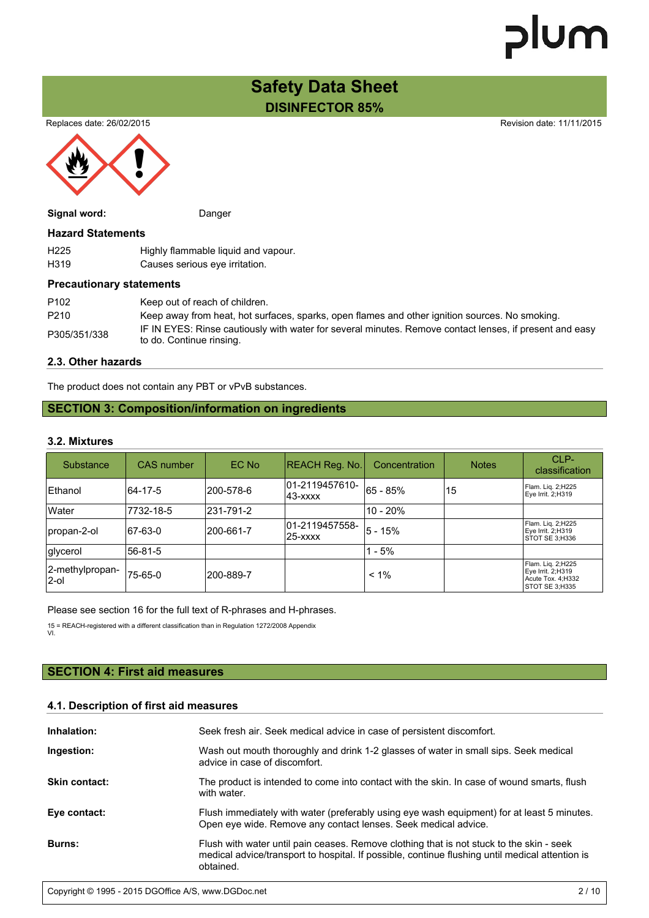# Safety Data Sheet

## DISINFECTOR 85%

Replaces date: 26/02/2015

Revision date: 11/11/2015

**Signal word:** Danger

### Hazard Statements

| | |
|---|---|
| H225 | Highly flammable liquid and vapour. |
| H319 | Causes serious eye irritation. |

### Precautionary statements

| | |
|---|---|
| P102 | Keep out of reach of children. |
| P210 | Keep away from heat, hot surfaces, sparks, open flames and other ignition sources. No smoking. |
| P305/351/338 | IF IN EYES: Rinse cautiously with water for several minutes. Remove contact lenses, if present and easy to do. Continue rinsing. |

### 2.3. Other hazards

The product does not contain any PBT or vPvB substances.

## SECTION 3: Composition/information on ingredients

### 3.2. Mixtures

| Substance | CAS number | EC No | REACH Reg. No. | Concentration | Notes | CLP-classification |
|---|---|---|---|---|---|---|
| Ethanol | 64-17-5 | 200-578-6 | 01-2119457610-43-xxxx | 65 - 85% | 15 | Flam. Liq. 2;H225 Eye Irrit. 2;H319 |
| Water | 7732-18-5 | 231-791-2 | | 10 - 20% | | |
| propan-2-ol | 67-63-0 | 200-661-7 | 01-2119457558-25-xxxx | 5 - 15% | | Flam. Liq. 2;H225 Eye Irrit. 2;H319 STOT SE 3;H336 |
| glycerol | 56-81-5 | | | 1 - 5% | | |
| 2-methylpropan-2-ol | 75-65-0 | 200-889-7 | | < 1% | | Flam. Liq. 2;H225 Eye Irrit. 2;H319 Acute Tox. 4;H332 STOT SE 3;H335 |

Please see section 16 for the full text of R-phrases and H-phrases.

15 = REACH-registered with a different classification than in Regulation 1272/2008 Appendix VI.

## SECTION 4: First aid measures

### 4.1. Description of first aid measures

| | |
|---|---|
| **Inhalation:** | Seek fresh air. Seek medical advice in case of persistent discomfort. |
| **Ingestion:** | Wash out mouth thoroughly and drink 1-2 glasses of water in small sips. Seek medical advice in case of discomfort. |
| **Skin contact:** | The product is intended to come into contact with the skin. In case of wound smarts, flush with water. |
| **Eye contact:** | Flush immediately with water (preferably using eye wash equipment) for at least 5 minutes. Open eye wide. Remove any contact lenses. Seek medical advice. |
| **Burns:** | Flush with water until pain ceases. Remove clothing that is not stuck to the skin - seek medical advice/transport to hospital. If possible, continue flushing until medical attention is obtained. |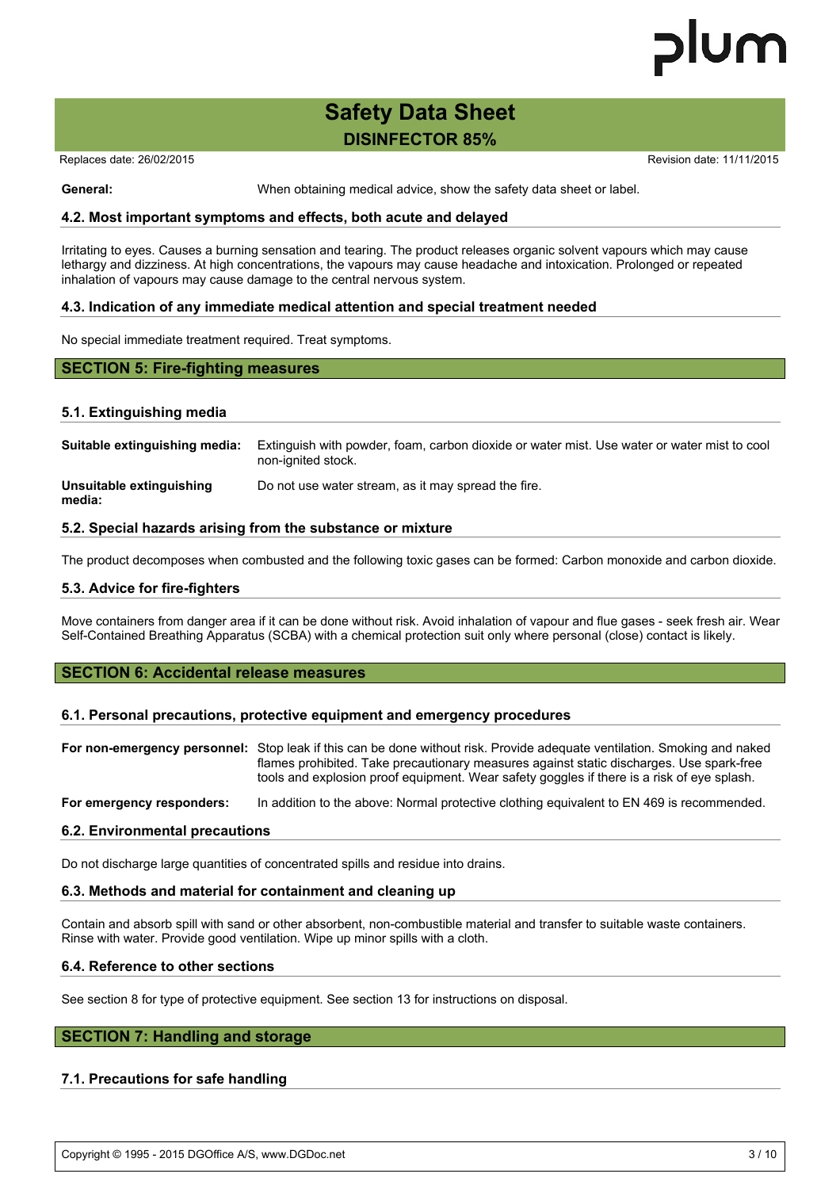**General:** When obtaining medical advice, show the safety data sheet or label.

### 4.2. Most important symptoms and effects, both acute and delayed

Irritating to eyes. Causes a burning sensation and tearing. The product releases organic solvent vapours which may cause lethargy and dizziness. At high concentrations, the vapours may cause headache and intoxication. Prolonged or repeated inhalation of vapours may cause damage to the central nervous system.

### 4.3. Indication of any immediate medical attention and special treatment needed

No special immediate treatment required. Treat symptoms.

## SECTION 5: Fire-fighting measures

### 5.1. Extinguishing media

**Suitable extinguishing media:** Extinguish with powder, foam, carbon dioxide or water mist. Use water or water mist to cool non-ignited stock.

**Unsuitable extinguishing media:** Do not use water stream, as it may spread the fire.

### 5.2. Special hazards arising from the substance or mixture

The product decomposes when combusted and the following toxic gases can be formed: Carbon monoxide and carbon dioxide.

### 5.3. Advice for fire-fighters

Move containers from danger area if it can be done without risk. Avoid inhalation of vapour and flue gases - seek fresh air. Wear Self-Contained Breathing Apparatus (SCBA) with a chemical protection suit only where personal (close) contact is likely.

## SECTION 6: Accidental release measures

### 6.1. Personal precautions, protective equipment and emergency procedures

**For non-emergency personnel:** Stop leak if this can be done without risk. Provide adequate ventilation. Smoking and naked flames prohibited. Take precautionary measures against static discharges. Use spark-free tools and explosion proof equipment. Wear safety goggles if there is a risk of eye splash.

**For emergency responders:** In addition to the above: Normal protective clothing equivalent to EN 469 is recommended.

### 6.2. Environmental precautions

Do not discharge large quantities of concentrated spills and residue into drains.

### 6.3. Methods and material for containment and cleaning up

Contain and absorb spill with sand or other absorbent, non-combustible material and transfer to suitable waste containers. Rinse with water. Provide good ventilation. Wipe up minor spills with a cloth.

### 6.4. Reference to other sections

See section 8 for type of protective equipment. See section 13 for instructions on disposal.

## SECTION 7: Handling and storage

### 7.1. Precautions for safe handling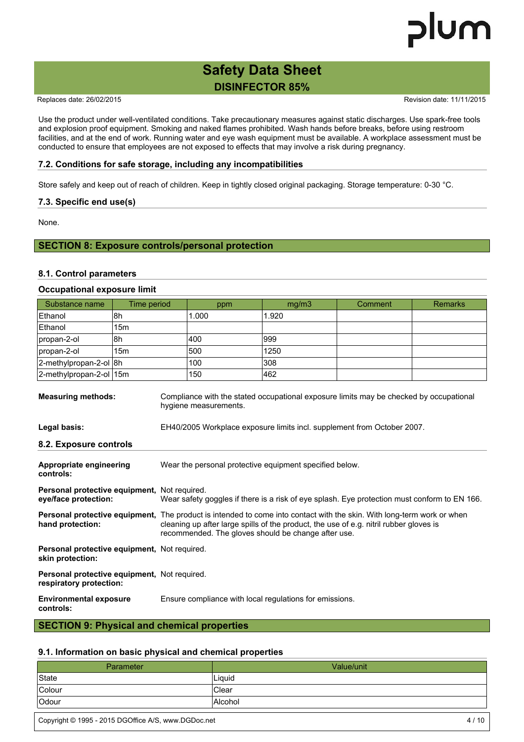Use the product under well-ventilated conditions. Take precautionary measures against static discharges. Use spark-free tools and explosion proof equipment. Smoking and naked flames prohibited. Wash hands before breaks, before using restroom facilities, and at the end of work. Running water and eye wash equipment must be available. A workplace assessment must be conducted to ensure that employees are not exposed to effects that may involve a risk during pregnancy.

### 7.2. Conditions for safe storage, including any incompatibilities

Store safely and keep out of reach of children. Keep in tightly closed original packaging. Storage temperature: 0-30 °C.

### 7.3. Specific end use(s)

None.

## SECTION 8: Exposure controls/personal protection

### 8.1. Control parameters

**Occupational exposure limit**

| Substance name | Time period | ppm | mg/m3 | Comment | Remarks |
|---|---|---|---|---|---|
| Ethanol | 8h | 1.000 | 1.920 | | |
| Ethanol | 15m | | | | |
| propan-2-ol | 8h | 400 | 999 | | |
| propan-2-ol | 15m | 500 | 1250 | | |
| 2-methylpropan-2-ol | 8h | 100 | 308 | | |
| 2-methylpropan-2-ol | 15m | 150 | 462 | | |

**Measuring methods:** Compliance with the stated occupational exposure limits may be checked by occupational hygiene measurements.

**Legal basis:** EH40/2005 Workplace exposure limits incl. supplement from October 2007.

### 8.2. Exposure controls

**Appropriate engineering controls:** Wear the personal protective equipment specified below.

**Personal protective equipment, eye/face protection:** Not required.
Wear safety goggles if there is a risk of eye splash. Eye protection must conform to EN 166.

**Personal protective equipment, hand protection:** The product is intended to come into contact with the skin. With long-term work or when cleaning up after large spills of the product, the use of e.g. nitril rubber gloves is recommended. The gloves should be change after use.

**Personal protective equipment, skin protection:** Not required.

**Personal protective equipment, respiratory protection:** Not required.

**Environmental exposure controls:** Ensure compliance with local regulations for emissions.

## SECTION 9: Physical and chemical properties

### 9.1. Information on basic physical and chemical properties

| Parameter | Value/unit |
|---|---|
| State | Liquid |
| Colour | Clear |
| Odour | Alcohol |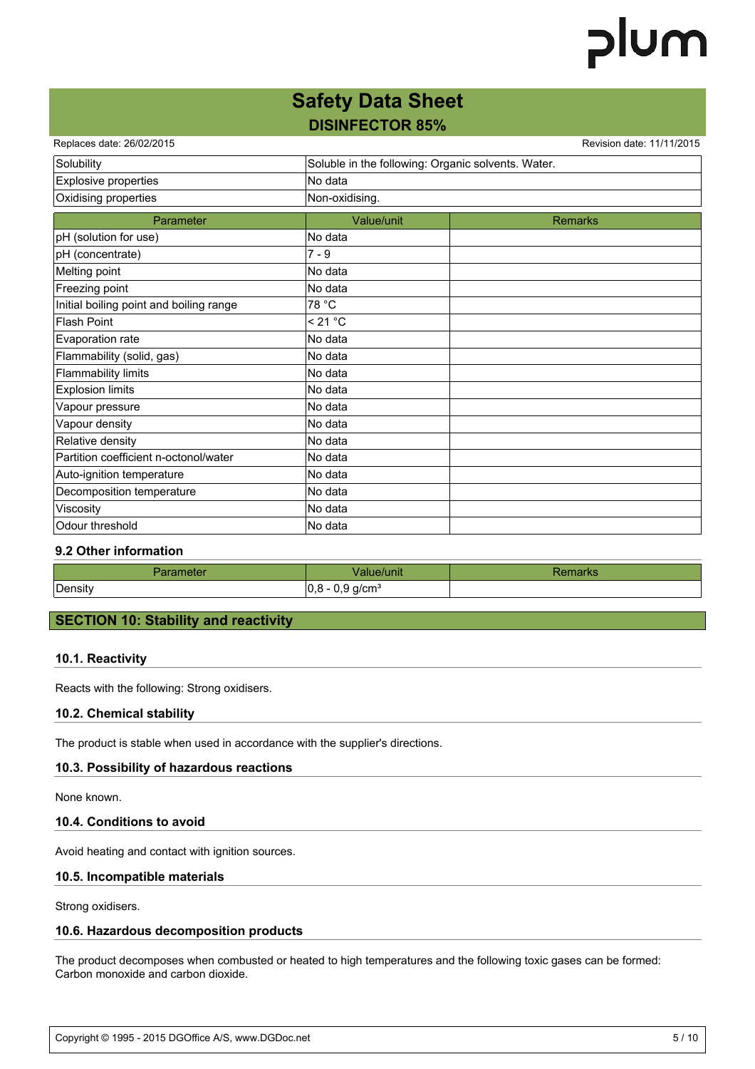| | |
|---|---|
| Solubility | Soluble in the following: Organic solvents. Water. |
| Explosive properties | No data |
| Oxidising properties | Non-oxidising. |

| Parameter | Value/unit | Remarks |
|---|---|---|
| pH (solution for use) | No data | |
| pH (concentrate) | 7 - 9 | |
| Melting point | No data | |
| Freezing point | No data | |
| Initial boiling point and boiling range | 78 °C | |
| Flash Point | < 21 °C | |
| Evaporation rate | No data | |
| Flammability (solid, gas) | No data | |
| Flammability limits | No data | |
| Explosion limits | No data | |
| Vapour pressure | No data | |
| Vapour density | No data | |
| Relative density | No data | |
| Partition coefficient n-octonol/water | No data | |
| Auto-ignition temperature | No data | |
| Decomposition temperature | No data | |
| Viscosity | No data | |
| Odour threshold | No data | |

### 9.2 Other information

| Parameter | Value/unit | Remarks |
|---|---|---|
| Density | 0,8 - 0,9 g/cm³ | |

## SECTION 10: Stability and reactivity

### 10.1. Reactivity

Reacts with the following: Strong oxidisers.

### 10.2. Chemical stability

The product is stable when used in accordance with the supplier's directions.

### 10.3. Possibility of hazardous reactions

None known.

### 10.4. Conditions to avoid

Avoid heating and contact with ignition sources.

### 10.5. Incompatible materials

Strong oxidisers.

### 10.6. Hazardous decomposition products

The product decomposes when combusted or heated to high temperatures and the following toxic gases can be formed: Carbon monoxide and carbon dioxide.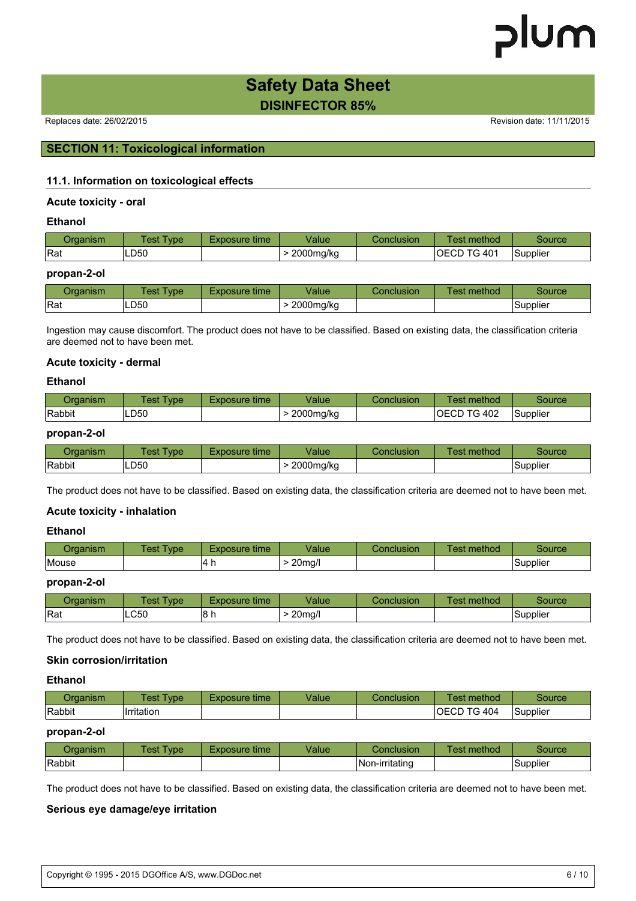# Safety Data Sheet

## DISINFECTOR 85%

Replaces date: 26/02/2015 Revision date: 11/11/2015

## SECTION 11: Toxicological information

### 11.1. Information on toxicological effects

#### Acute toxicity - oral

**Ethanol**

| Organism | Test Type | Exposure time | Value | Conclusion | Test method | Source |
|---|---|---|---|---|---|---|
| Rat | LD50 | | > 2000mg/kg | | OECD TG 401 | Supplier |

**propan-2-ol**

| Organism | Test Type | Exposure time | Value | Conclusion | Test method | Source |
|---|---|---|---|---|---|---|
| Rat | LD50 | | > 2000mg/kg | | | Supplier |

Ingestion may cause discomfort. The product does not have to be classified. Based on existing data, the classification criteria are deemed not to have been met.

#### Acute toxicity - dermal

**Ethanol**

| Organism | Test Type | Exposure time | Value | Conclusion | Test method | Source |
|---|---|---|---|---|---|---|
| Rabbit | LD50 | | > 2000mg/kg | | OECD TG 402 | Supplier |

**propan-2-ol**

| Organism | Test Type | Exposure time | Value | Conclusion | Test method | Source |
|---|---|---|---|---|---|---|
| Rabbit | LD50 | | > 2000mg/kg | | | Supplier |

The product does not have to be classified. Based on existing data, the classification criteria are deemed not to have been met.

#### Acute toxicity - inhalation

**Ethanol**

| Organism | Test Type | Exposure time | Value | Conclusion | Test method | Source |
|---|---|---|---|---|---|---|
| Mouse | | 4 h | > 20mg/l | | | Supplier |

**propan-2-ol**

| Organism | Test Type | Exposure time | Value | Conclusion | Test method | Source |
|---|---|---|---|---|---|---|
| Rat | LC50 | 8 h | > 20mg/l | | | Supplier |

The product does not have to be classified. Based on existing data, the classification criteria are deemed not to have been met.

#### Skin corrosion/irritation

**Ethanol**

| Organism | Test Type | Exposure time | Value | Conclusion | Test method | Source |
|---|---|---|---|---|---|---|
| Rabbit | Irritation | | | | OECD TG 404 | Supplier |

**propan-2-ol**

| Organism | Test Type | Exposure time | Value | Conclusion | Test method | Source |
|---|---|---|---|---|---|---|
| Rabbit | | | | Non-irritating | | Supplier |

The product does not have to be classified. Based on existing data, the classification criteria are deemed not to have been met.

#### Serious eye damage/eye irritation

Copyright © 1995 - 2015 DGOffice A/S, www.DGDoc.net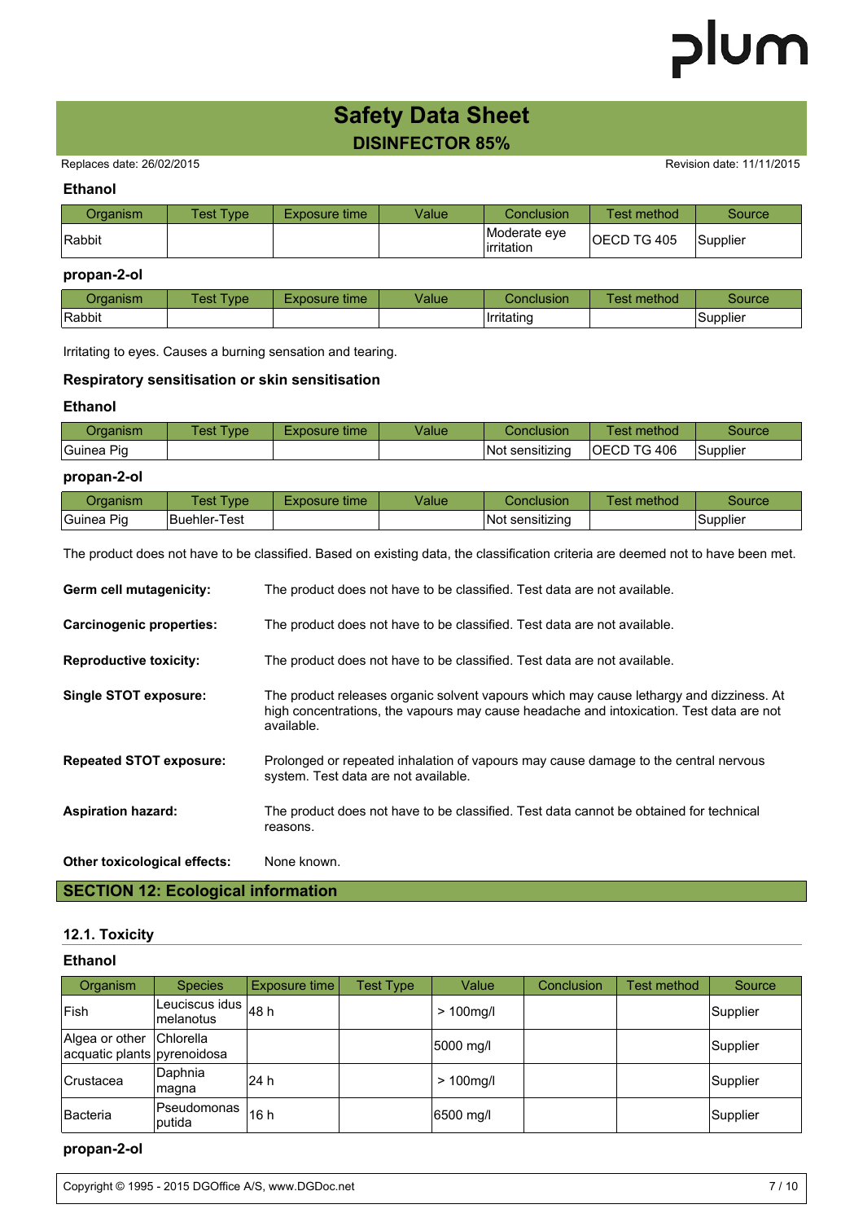### Ethanol

| Organism | Test Type | Exposure time | Value | Conclusion | Test method | Source |
|---|---|---|---|---|---|---|
| Rabbit | | | | Moderate eye irritation | OECD TG 405 | Supplier |

### propan-2-ol

| Organism | Test Type | Exposure time | Value | Conclusion | Test method | Source |
|---|---|---|---|---|---|---|
| Rabbit | | | | Irritating | | Supplier |

Irritating to eyes. Causes a burning sensation and tearing.

### Respiratory sensitisation or skin sensitisation

### Ethanol

| Organism | Test Type | Exposure time | Value | Conclusion | Test method | Source |
|---|---|---|---|---|---|---|
| Guinea Pig | | | | Not sensitizing | OECD TG 406 | Supplier |

### propan-2-ol

| Organism | Test Type | Exposure time | Value | Conclusion | Test method | Source |
|---|---|---|---|---|---|---|
| Guinea Pig | Buehler-Test | | | Not sensitizing | | Supplier |

The product does not have to be classified. Based on existing data, the classification criteria are deemed not to have been met.

**Germ cell mutagenicity:** The product does not have to be classified. Test data are not available.

**Carcinogenic properties:** The product does not have to be classified. Test data are not available.

**Reproductive toxicity:** The product does not have to be classified. Test data are not available.

**Single STOT exposure:** The product releases organic solvent vapours which may cause lethargy and dizziness. At high concentrations, the vapours may cause headache and intoxication. Test data are not available.

**Repeated STOT exposure:** Prolonged or repeated inhalation of vapours may cause damage to the central nervous system. Test data are not available.

**Aspiration hazard:** The product does not have to be classified. Test data cannot be obtained for technical reasons.

**Other toxicological effects:** None known.

## SECTION 12: Ecological information

### 12.1. Toxicity

### Ethanol

| Organism | Species | Exposure time | Test Type | Value | Conclusion | Test method | Source |
|---|---|---|---|---|---|---|---|
| Fish | Leuciscus idus melanotus | 48 h | | > 100mg/l | | | Supplier |
| Algea or other acquatic plants | Chlorella pyrenoidosa | | | 5000 mg/l | | | Supplier |
| Crustacea | Daphnia magna | 24 h | | > 100mg/l | | | Supplier |
| Bacteria | Pseudomonas putida | 16 h | | 6500 mg/l | | | Supplier |

### propan-2-ol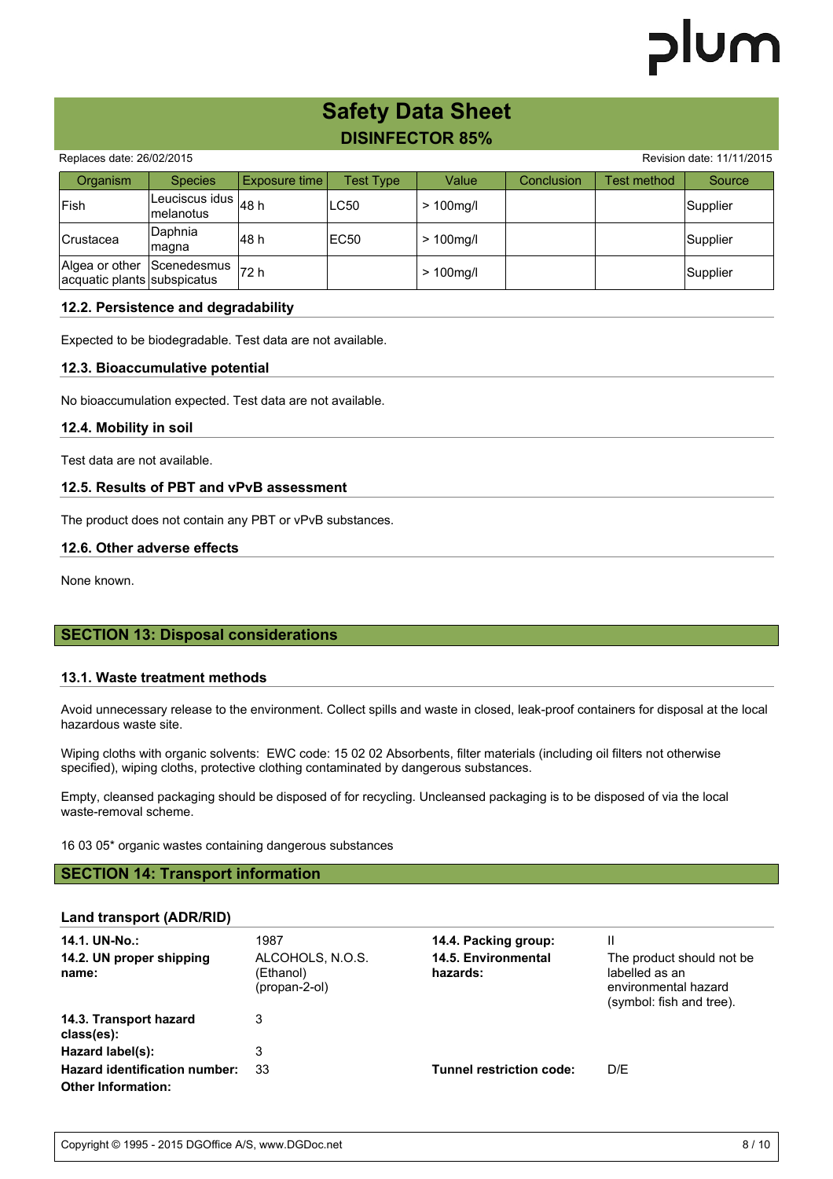| Organism | Species | Exposure time | Test Type | Value | Conclusion | Test method | Source |
| --- | --- | --- | --- | --- | --- | --- | --- |
| Fish | Leuciscus idus melanotus | 48 h | LC50 | > 100mg/l | | | Supplier |
| Crustacea | Daphnia magna | 48 h | EC50 | > 100mg/l | | | Supplier |
| Algea or other acquatic plants | Scenedesmus subspicatus | 72 h | | > 100mg/l | | | Supplier |

### 12.2. Persistence and degradability

Expected to be biodegradable. Test data are not available.

### 12.3. Bioaccumulative potential

No bioaccumulation expected. Test data are not available.

### 12.4. Mobility in soil

Test data are not available.

### 12.5. Results of PBT and vPvB assessment

The product does not contain any PBT or vPvB substances.

### 12.6. Other adverse effects

None known.

## SECTION 13: Disposal considerations

### 13.1. Waste treatment methods

Avoid unnecessary release to the environment. Collect spills and waste in closed, leak-proof containers for disposal at the local hazardous waste site.

Wiping cloths with organic solvents: EWC code: 15 02 02 Absorbents, filter materials (including oil filters not otherwise specified), wiping cloths, protective clothing contaminated by dangerous substances.

Empty, cleansed packaging should be disposed of for recycling. Uncleansed packaging is to be disposed of via the local waste-removal scheme.

16 03 05* organic wastes containing dangerous substances

## SECTION 14: Transport information

### Land transport (ADR/RID)

**14.1. UN-No.:** 1987

**14.2. UN proper shipping name:** ALCOHOLS, N.O.S. (Ethanol) (propan-2-ol)

**14.3. Transport hazard class(es):** 3

**Hazard label(s):** 3

**Hazard identification number:** 33

**Other Information:**

**14.4. Packing group:** II

**14.5. Environmental hazards:** The product should not be labelled as an environmental hazard (symbol: fish and tree).

**Tunnel restriction code:** D/E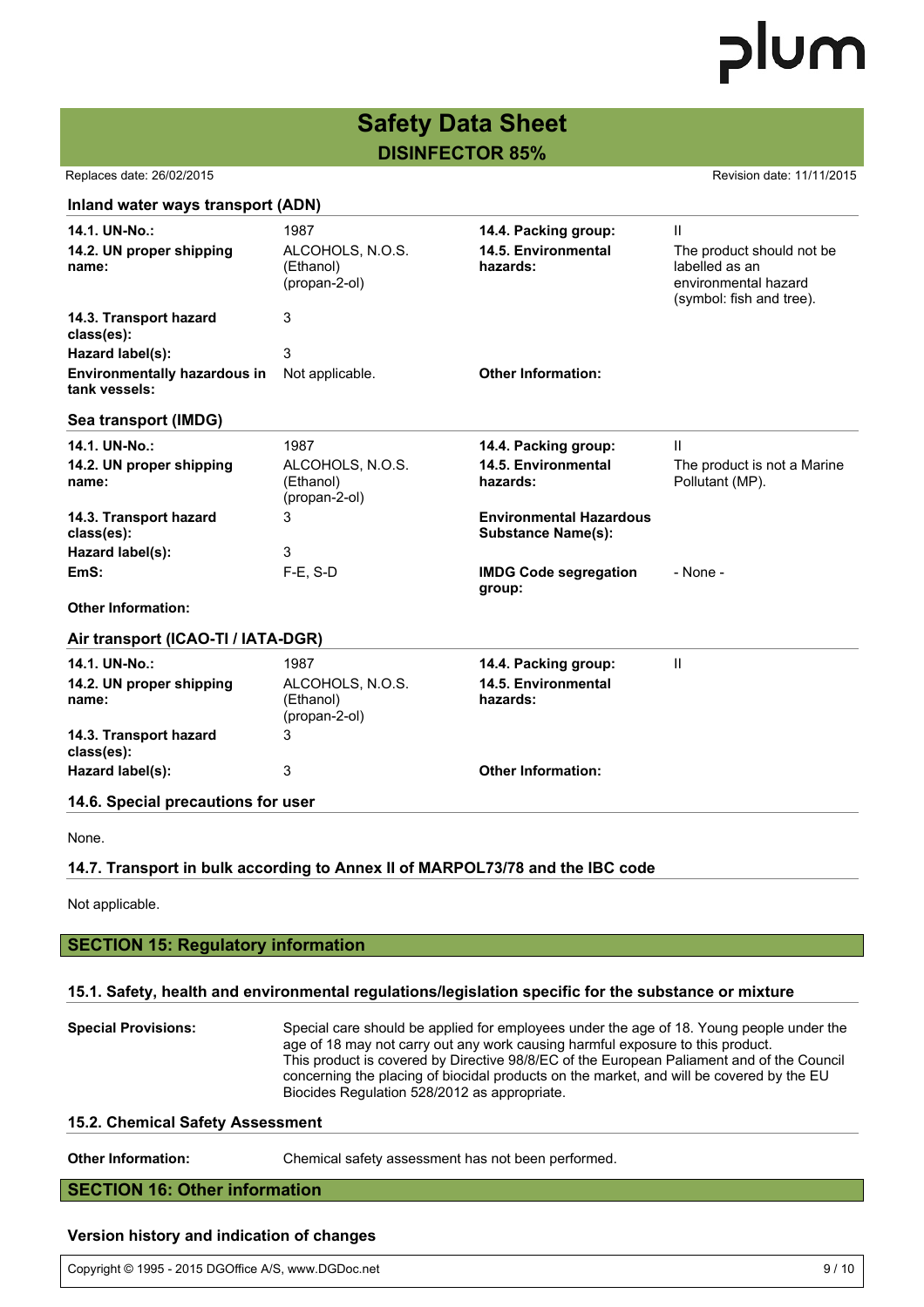### Inland water ways transport (ADN)

| | | | |
|---|---|---|---|
| **14.1. UN-No.:** | 1987 | **14.4. Packing group:** | II |
| **14.2. UN proper shipping name:** | ALCOHOLS, N.O.S. (Ethanol) (propan-2-ol) | **14.5. Environmental hazards:** | The product should not be labelled as an environmental hazard (symbol: fish and tree). |
| **14.3. Transport hazard class(es):** | 3 | | |
| **Hazard label(s):** | 3 | | |
| **Environmentally hazardous in tank vessels:** | Not applicable. | **Other Information:** | |

### Sea transport (IMDG)

| | | | |
|---|---|---|---|
| **14.1. UN-No.:** | 1987 | **14.4. Packing group:** | II |
| **14.2. UN proper shipping name:** | ALCOHOLS, N.O.S. (Ethanol) (propan-2-ol) | **14.5. Environmental hazards:** | The product is not a Marine Pollutant (MP). |
| **14.3. Transport hazard class(es):** | 3 | **Environmental Hazardous Substance Name(s):** | |
| **Hazard label(s):** | 3 | | |
| **EmS:** | F-E, S-D | **IMDG Code segregation group:** | - None - |
| **Other Information:** | | | |

### Air transport (ICAO-TI / IATA-DGR)

| | | | |
|---|---|---|---|
| **14.1. UN-No.:** | 1987 | **14.4. Packing group:** | II |
| **14.2. UN proper shipping name:** | ALCOHOLS, N.O.S. (Ethanol) (propan-2-ol) | **14.5. Environmental hazards:** | |
| **14.3. Transport hazard class(es):** | 3 | | |
| **Hazard label(s):** | 3 | **Other Information:** | |

### 14.6. Special precautions for user

None.

### 14.7. Transport in bulk according to Annex II of MARPOL73/78 and the IBC code

Not applicable.

## SECTION 15: Regulatory information

### 15.1. Safety, health and environmental regulations/legislation specific for the substance or mixture

**Special Provisions:** Special care should be applied for employees under the age of 18. Young people under the age of 18 may not carry out any work causing harmful exposure to this product. This product is covered by Directive 98/8/EC of the European Paliament and of the Council concerning the placing of biocidal products on the market, and will be covered by the EU Biocides Regulation 528/2012 as appropriate.

### 15.2. Chemical Safety Assessment

**Other Information:** Chemical safety assessment has not been performed.

## SECTION 16: Other information

### Version history and indication of changes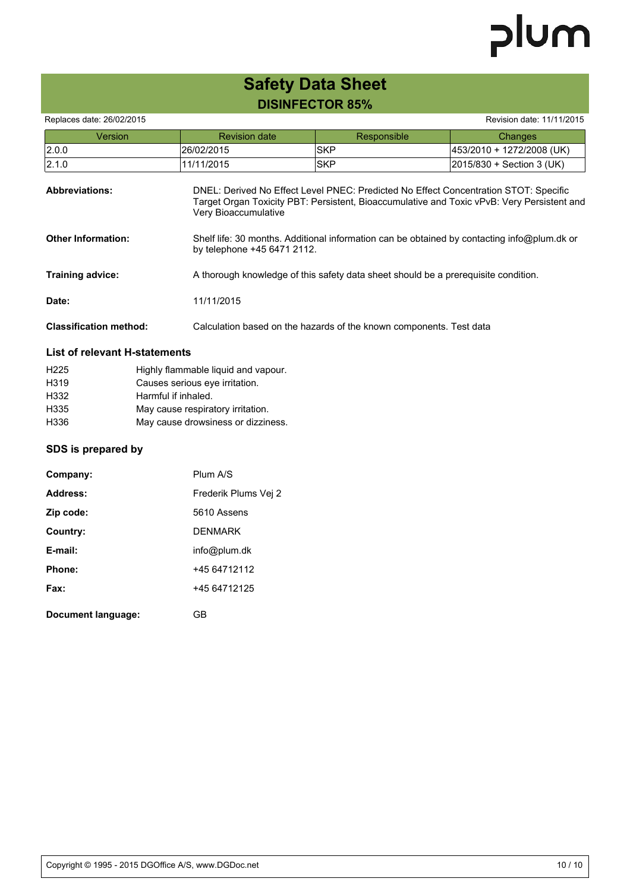# Safety Data Sheet

## DISINFECTOR 85%

Replaces date: 26/02/2015

Revision date: 11/11/2015

| Version | Revision date | Responsible | Changes |
|---|---|---|---|
| 2.0.0 | 26/02/2015 | SKP | 453/2010 + 1272/2008 (UK) |
| 2.1.0 | 11/11/2015 | SKP | 2015/830 + Section 3 (UK) |

**Abbreviations:** DNEL: Derived No Effect Level PNEC: Predicted No Effect Concentration STOT: Specific Target Organ Toxicity PBT: Persistent, Bioaccumulative and Toxic vPvB: Very Persistent and Very Bioaccumulative

**Other Information:** Shelf life: 30 months. Additional information can be obtained by contacting info@plum.dk or by telephone +45 6471 2112.

**Training advice:** A thorough knowledge of this safety data sheet should be a prerequisite condition.

**Date:** 11/11/2015

**Classification method:** Calculation based on the hazards of the known components. Test data

### List of relevant H-statements

| | |
|---|---|
| H225 | Highly flammable liquid and vapour. |
| H319 | Causes serious eye irritation. |
| H332 | Harmful if inhaled. |
| H335 | May cause respiratory irritation. |
| H336 | May cause drowsiness or dizziness. |

### SDS is prepared by

**Company:** Plum A/S

**Address:** Frederik Plums Vej 2

**Zip code:** 5610 Assens

**Country:** DENMARK

**E-mail:** info@plum.dk

**Phone:** +45 64712112

**Fax:** +45 64712125

**Document language:** GB

Copyright © 1995 - 2015 DGOffice A/S, www.DGDoc.net